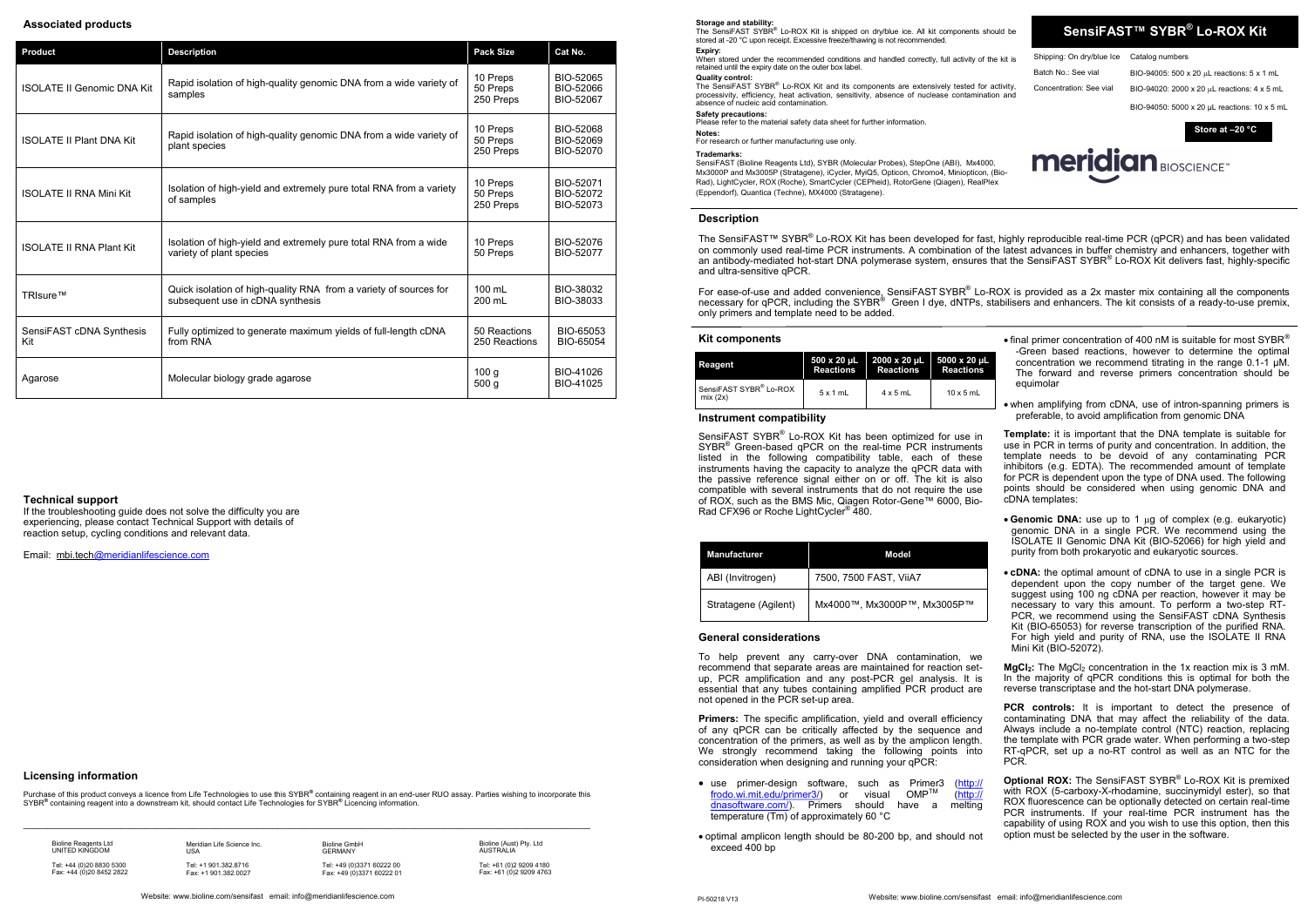## Associated products

| Product | Description | Pack Size | Cat No. |
|---|---|---|---|
| ISOLATE II Genomic DNA Kit | Rapid isolation of high-quality genomic DNA from a wide variety of samples | 10 Preps<br>50 Preps<br>250 Preps | BIO-52065<br>BIO-52066<br>BIO-52067 |
| ISOLATE II Plant DNA Kit | Rapid isolation of high-quality genomic DNA from a wide variety of plant species | 10 Preps<br>50 Preps<br>250 Preps | BIO-52068<br>BIO-52069<br>BIO-52070 |
| ISOLATE II RNA Mini Kit | Isolation of high-yield and extremely pure total RNA from a variety of samples | 10 Preps<br>50 Preps<br>250 Preps | BIO-52071<br>BIO-52072<br>BIO-52073 |
| ISOLATE II RNA Plant Kit | Isolation of high-yield and extremely pure total RNA from a wide variety of plant species | 10 Preps<br>50 Preps | BIO-52076<br>BIO-52077 |
| TRIsure™ | Quick isolation of high-quality RNA from a variety of sources for subsequent use in cDNA synthesis | 100 mL<br>200 mL | BIO-38032<br>BIO-38033 |
| SensiFAST cDNA Synthesis Kit | Fully optimized to generate maximum yields of full-length cDNA from RNA | 50 Reactions<br>250 Reactions | BIO-65053<br>BIO-65054 |
| Agarose | Molecular biology grade agarose | 100 g<br>500 g | BIO-41026<br>BIO-41025 |

## Technical support

If the troubleshooting guide does not solve the difficulty you are experiencing, please contact Technical Support with details of reaction setup, cycling conditions and relevant data.

Email: mbi.tech@meridianlifescience.com

## Licensing information

Purchase of this product conveys a licence from Life Technologies to use this SYBR® containing reagent in an end-user RUO assay. Parties wishing to incorporate this SYBR® containing reagent into a downstream kit, should contact Life Technologies for SYBR® Licencing information.

Bioline Reagents Ltd
UNITED KINGDOM
Tel: +44 (0)20 8830 5300
Fax: +44 (0)20 8452 2822

Meridian Life Science Inc.
USA
Tel: +1 901.382.8716
Fax: +1 901.382.0027

Bioline GmbH
GERMANY
Tel: +49 (0)3371 60222 00
Fax: +49 (0)3371 60222 01

Bioline (Aust) Pty. Ltd
AUSTRALIA
Tel: +61 (0)2 9209 4180
Fax: +61 (0)2 9209 4763

Website: www.bioline.com/sensifast email: info@meridianlifescience.com

**Storage and stability:**
The SensiFAST SYBR® Lo-ROX Kit is shipped on dry/blue ice. All kit components should be stored at -20 °C upon receipt. Excessive freeze/thawing is not recommended.

**Expiry:**
When stored under the recommended conditions and handled correctly, full activity of the kit is retained until the expiry date on the outer box label.

**Quality control:**
The SensiFAST SYBR® Lo-ROX Kit and its components are extensively tested for activity, processivity, efficiency, heat activation, sensitivity, absence of nuclease contamination and absence of nucleic acid contamination.

**Safety precautions:**
Please refer to the material safety data sheet for further information.

**Notes:**
For research or further manufacturing use only.

**Trademarks:**
SensiFAST (Bioline Reagents Ltd), SYBR (Molecular Probes), StepOne (ABI), Mx4000, Mx3000P and Mx3005P (Stratagene), iCycler, MyiQ5, Opticon, Chromo4, Miniopticon, (Bio-Rad), LightCycler, ROX (Roche), SmartCycler (CEPheid), RotorGene (Qiagen), RealPlex (Eppendorf), Quantica (Techne), MX4000 (Stratagene).

# SensiFAST™ SYBR® Lo-ROX Kit

| | |
|---|---|
| Shipping: On dry/blue ice | Catalog numbers |
| Batch No.: See vial | BIO-94005: 500 x 20 µL reactions: 5 x 1 mL |
| Concentration: See vial | BIO-94020: 2000 x 20 µL reactions: 4 x 5 mL |
| | BIO-94050: 5000 x 20 µL reactions: 10 x 5 mL |

**Store at –20 °C**

meridian BIOSCIENCE™

## Description

The SensiFAST™ SYBR® Lo-ROX Kit has been developed for fast, highly reproducible real-time PCR (qPCR) and has been validated on commonly used real-time PCR instruments. A combination of the latest advances in buffer chemistry and enhancers, together with an antibody-mediated hot-start DNA polymerase system, ensures that the SensiFAST SYBR® Lo-ROX Kit delivers fast, highly-specific and ultra-sensitive qPCR.

For ease-of-use and added convenience, SensiFAST SYBR® Lo-ROX is provided as a 2x master mix containing all the components necessary for qPCR, including the SYBR® Green I dye, dNTPs, stabilisers and enhancers. The kit consists of a ready-to-use premix, only primers and template need to be added.

## Kit components

| Reagent | 500 x 20 µL Reactions | 2000 x 20 µL Reactions | 5000 x 20 µL Reactions |
|---|---|---|---|
| SensiFAST SYBR® Lo-ROX mix (2x) | 5 x 1 mL | 4 x 5 mL | 10 x 5 mL |

## Instrument compatibility

SensiFAST SYBR® Lo-ROX Kit has been optimized for use in SYBR® Green-based qPCR on the real-time PCR instruments listed in the following compatibility table, each of these instruments having the capacity to analyze the qPCR data with the passive reference signal either on or off. The kit is also compatible with several instruments that do not require the use of ROX, such as the BMS Mic, Qiagen Rotor-Gene™ 6000, Bio-Rad CFX96 or Roche LightCycler® 480.

| Manufacturer | Model |
|---|---|
| ABI (Invitrogen) | 7500, 7500 FAST, ViiA7 |
| Stratagene (Agilent) | Mx4000™, Mx3000P™, Mx3005P™ |

## General considerations

To help prevent any carry-over DNA contamination, we recommend that separate areas are maintained for reaction set-up, PCR amplification and any post-PCR gel analysis. It is essential that any tubes containing amplified PCR product are not opened in the PCR set-up area.

**Primers:** The specific amplification, yield and overall efficiency of any qPCR can be critically affected by the sequence and concentration of the primers, as well as by the amplicon length. We strongly recommend taking the following points into consideration when designing and running your qPCR:

- use primer-design software, such as Primer3 (http://frodo.wi.mit.edu/primer3/) or visual OMP™ (http://dnasoftware.com/). Primers should have a melting temperature (Tm) of approximately 60 °C
- optimal amplicon length should be 80-200 bp, and should not exceed 400 bp
- final primer concentration of 400 nM is suitable for most SYBR® -Green based reactions, however to determine the optimal concentration we recommend titrating in the range 0.1-1 µM. The forward and reverse primers concentration should be equimolar
- when amplifying from cDNA, use of intron-spanning primers is preferable, to avoid amplification from genomic DNA

**Template:** it is important that the DNA template is suitable for use in PCR in terms of purity and concentration. In addition, the template needs to be devoid of any contaminating PCR inhibitors (e.g. EDTA). The recommended amount of template for PCR is dependent upon the type of DNA used. The following points should be considered when using genomic DNA and cDNA templates:

- **Genomic DNA:** use up to 1 µg of complex (e.g. eukaryotic) genomic DNA in a single PCR. We recommend using the ISOLATE II Genomic DNA Kit (BIO-52066) for high yield and purity from both prokaryotic and eukaryotic sources.
- **cDNA:** the optimal amount of cDNA to use in a single PCR is dependent upon the copy number of the target gene. We suggest using 100 ng cDNA per reaction, however it may be necessary to vary this amount. To perform a two-step RT-PCR, we recommend using the SensiFAST cDNA Synthesis Kit (BIO-65053) for reverse transcription of the purified RNA. For high yield and purity of RNA, use the ISOLATE II RNA Mini Kit (BIO-52072).

**$MgCl_2$:** The $MgCl_2$ concentration in the 1x reaction mix is 3 mM. In the majority of qPCR conditions this is optimal for both the reverse transcriptase and the hot-start DNA polymerase.

**PCR controls:** It is important to detect the presence of contaminating DNA that may affect the reliability of the data. Always include a no-template control (NTC) reaction, replacing the template with PCR grade water. When performing a two-step RT-qPCR, set up a no-RT control as well as an NTC for the PCR.

**Optional ROX:** The SensiFAST SYBR® Lo-ROX Kit is premixed with ROX (5-carboxy-X-rhodamine, succinymidyl ester), so that ROX fluorescence can be optionally detected on certain real-time PCR instruments. If your real-time PCR instrument has the capability of using ROX and you wish to use this option, then this option must be selected by the user in the software.

PI-50218 V13

Website: www.bioline.com/sensifast email: info@meridianlifescience.com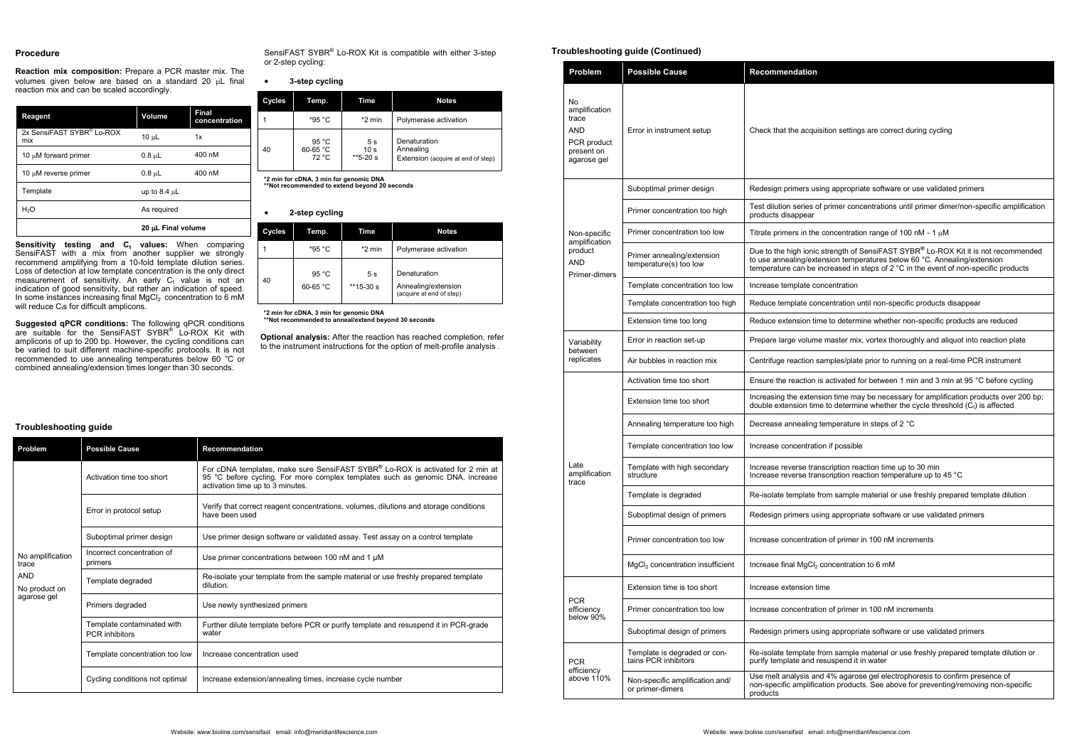## Procedure

**Reaction mix composition:** Prepare a PCR master mix. The volumes given below are based on a standard 20 μL final reaction mix and can be scaled accordingly.

| Reagent | Volume | Final concentration |
|---|---|---|
| 2x SensiFAST SYBR® Lo-ROX mix | 10 μL | 1x |
| 10 μM forward primer | 0.8 μL | 400 nM |
| 10 μM reverse primer | 0.8 μL | 400 nM |
| Template | up to 8.4 μL | |
| $H_2O$ | As required | |
| | **20 μL Final volume** | |

**Sensitivity testing and $C_t$ values:** When comparing SensiFAST with a mix from another supplier we strongly recommend amplifying from a 10-fold template dilution series. Loss of detection at low template concentration is the only direct measurement of sensitivity. An early $C_t$ value is not an indication of good sensitivity, but rather an indication of speed. In some instances increasing final $MgCl_2$ concentration to 6 mM will reduce $C_t$s for difficult amplicons.

**Suggested qPCR conditions:** The following qPCR conditions are suitable for the SensiFAST SYBR® Lo-ROX Kit with amplicons of up to 200 bp. However, the cycling conditions can be varied to suit different machine-specific protocols. It is not recommended to use annealing temperatures below 60 °C or combined annealing/extension times longer than 30 seconds.

SensiFAST SYBR® Lo-ROX Kit is compatible with either 3-step or 2-step cycling:

- **3-step cycling**

| Cycles | Temp. | Time | Notes |
|---|---|---|---|
| 1 | *95 °C | *2 min | Polymerase activation |
| 40 | 95 °C<br>60-65 °C<br>72 °C | 5 s<br>10 s<br>**5-20 s | Denaturation<br>Annealing<br>Extension (acquire at end of step) |

**\*2 min for cDNA, 3 min for genomic DNA**
**\*\*Not recommended to extend beyond 20 seconds**

- **2-step cycling**

| Cycles | Temp. | Time | Notes |
|---|---|---|---|
| 1 | *95 °C | *2 min | Polymerase activation |
| 40 | 95 °C<br>60-65 °C | 5 s<br>**15-30 s | Denaturation<br>Annealing/extension (acquire at end of step) |

**\*2 min for cDNA, 3 min for genomic DNA**
**\*\*Not recommended to anneal/extend beyond 30 seconds**

**Optional analysis:** After the reaction has reached completion, refer to the instrument instructions for the option of melt-profile analysis .

## Troubleshooting guide

| Problem | Possible Cause | Recommendation |
|---|---|---|
| No amplification trace AND No product on agarose gel | Activation time too short | For cDNA templates, make sure SensiFAST SYBR® Lo-ROX is activated for 2 min at 95 °C before cycling. For more complex templates such as genomic DNA, increase activation time up to 3 minutes. |
| | Error in protocol setup | Verify that correct reagent concentrations, volumes, dilutions and storage conditions have been used |
| | Suboptimal primer design | Use primer design software or validated assay. Test assay on a control template |
| | Incorrect concentration of primers | Use primer concentrations between 100 nM and 1 μM |
| | Template degraded | Re-isolate your template from the sample material or use freshly prepared template dilution. |
| | Primers degraded | Use newly synthesized primers |
| | Template contaminated with PCR inhibitors | Further dilute template before PCR or purify template and resuspend it in PCR-grade water |
| | Template concentration too low | Increase concentration used |
| | Cycling conditions not optimal | Increase extension/annealing times, increase cycle number |

## Troubleshooting guide (Continued)

| Problem | Possible Cause | Recommendation |
|---|---|---|
| No amplification trace AND PCR product present on agarose gel | Error in instrument setup | Check that the acquisition settings are correct during cycling |
| Non-specific amplification product AND Primer-dimers | Suboptimal primer design | Redesign primers using appropriate software or use validated primers |
| | Primer concentration too high | Test dilution series of primer concentrations until primer dimer/non-specific amplification products disappear |
| | Primer concentration too low | Titrate primers in the concentration range of 100 nM - 1 μM |
| | Primer annealing/extension temperature(s) too low | Due to the high ionic strength of SensiFAST SYBR® Lo-ROX Kit it is not recommended to use annealing/extension temperatures below 60 °C. Annealing/extension temperature can be increased in steps of 2 °C in the event of non-specific products |
| | Template concentration too low | Increase template concentration |
| | Template concentration too high | Reduce template concentration until non-specific products disappear |
| | Extension time too long | Reduce extension time to determine whether non-specific products are reduced |
| Variability between replicates | Error in reaction set-up | Prepare large volume master mix, vortex thoroughly and aliquot into reaction plate |
| | Air bubbles in reaction mix | Centrifuge reaction samples/plate prior to running on a real-time PCR instrument |
| Late amplification trace | Activation time too short | Ensure the reaction is activated for between 1 min and 3 min at 95 °C before cycling |
| | Extension time too short | Increasing the extension time may be necessary for amplification products over 200 bp; double extension time to determine whether the cycle threshold ($C_t$) is affected |
| | Annealing temperature too high | Decrease annealing temperature in steps of 2 °C |
| | Template concentration too low | Increase concentration if possible |
| | Template with high secondary structure | Increase reverse transcription reaction time up to 30 min<br>Increase reverse transcription reaction temperature up to 45 °C |
| | Template is degraded | Re-isolate template from sample material or use freshly prepared template dilution |
| | Suboptimal design of primers | Redesign primers using appropriate software or use validated primers |
| | Primer concentration too low | Increase concentration of primer in 100 nM increments |
| | $MgCl_2$ concentration insufficient | Increase final $MgCl_2$ concentration to 6 mM |
| PCR efficiency below 90% | Extension time is too short | Increase extension time |
| | Primer concentration too low | Increase concentration of primer in 100 nM increments |
| | Suboptimal design of primers | Redesign primers using appropriate software or use validated primers |
| PCR efficiency above 110% | Template is degraded or contains PCR inhibitors | Re-isolate template from sample material or use freshly prepared template dilution or purify template and resuspend it in water |
| | Non-specific amplification and/or primer-dimers | Use melt analysis and 4% agarose gel electrophoresis to confirm presence of non-specific amplification products. See above for preventing/removing non-specific products |